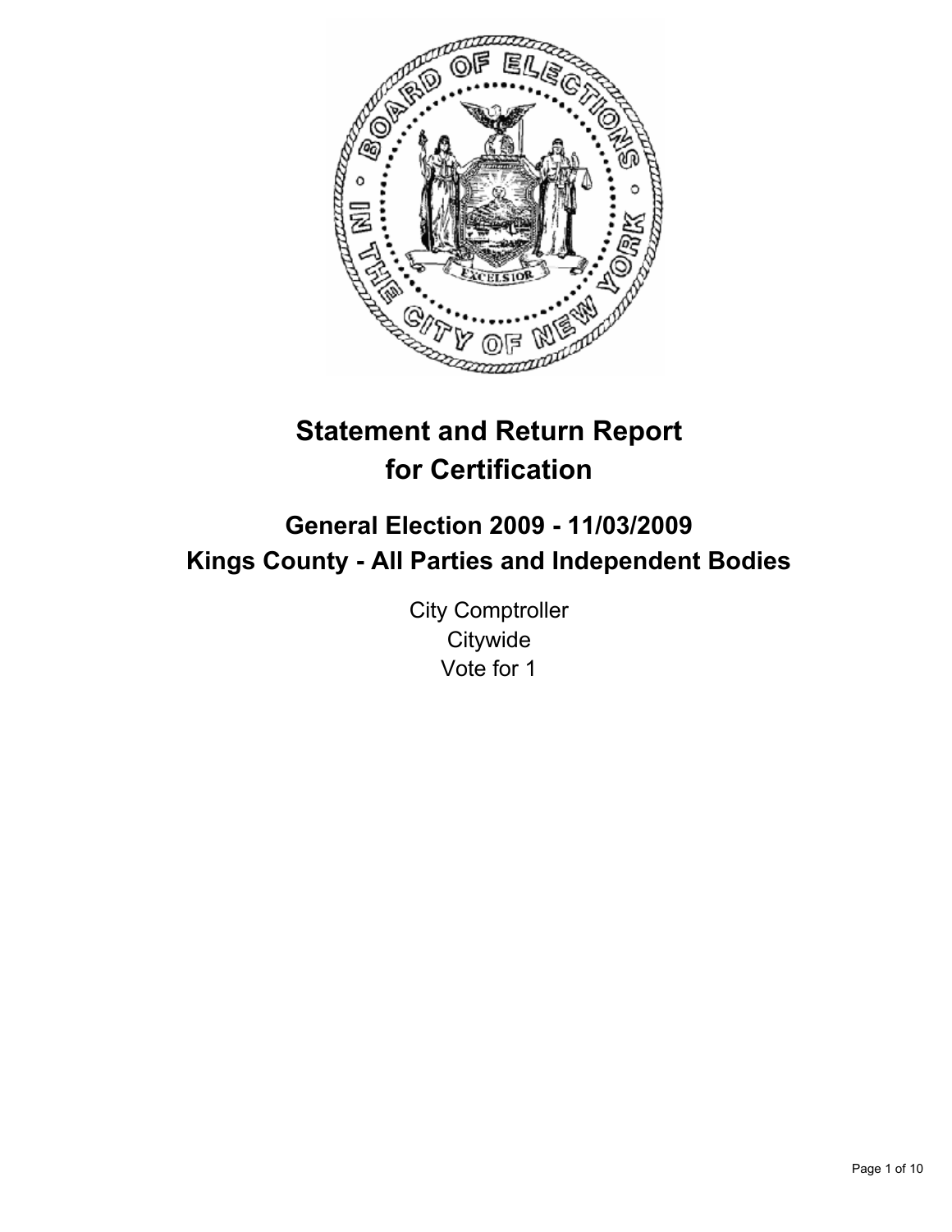# Statement and Return Report for Certification

## General Election 2009 - 11/03/2009
## Kings County - All Parties and Independent Bodies

City Comptroller
Citywide
Vote for 1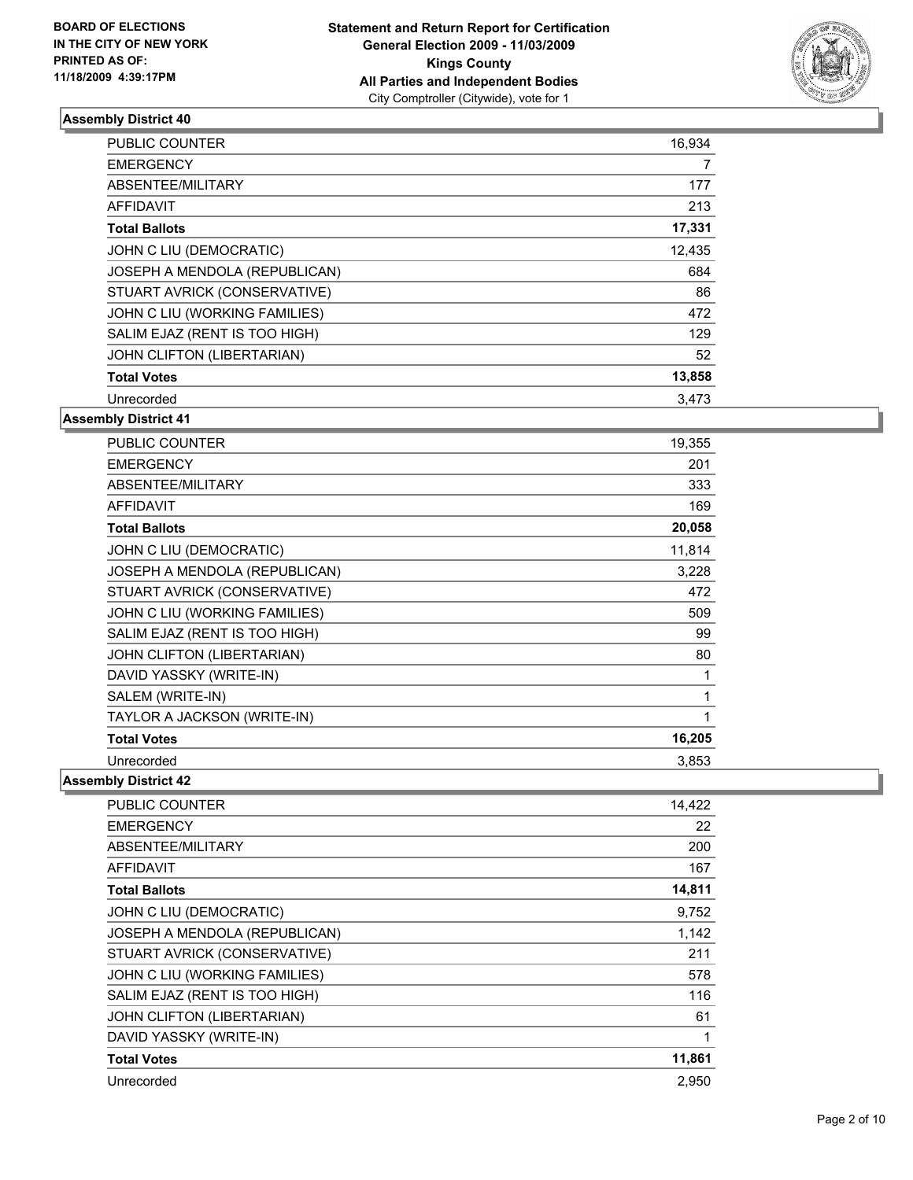**BOARD OF ELECTIONS IN THE CITY OF NEW YORK PRINTED AS OF: 11/18/2009 4:39:17PM**

**Statement and Return Report for Certification**
**General Election 2009 - 11/03/2009**
**Kings County**
**All Parties and Independent Bodies**
City Comptroller (Citywide), vote for 1

### Assembly District 40

| | |
|---|---|
| PUBLIC COUNTER | 16,934 |
| EMERGENCY | 7 |
| ABSENTEE/MILITARY | 177 |
| AFFIDAVIT | 213 |
| **Total Ballots** | **17,331** |
| JOHN C LIU (DEMOCRATIC) | 12,435 |
| JOSEPH A MENDOLA (REPUBLICAN) | 684 |
| STUART AVRICK (CONSERVATIVE) | 86 |
| JOHN C LIU (WORKING FAMILIES) | 472 |
| SALIM EJAZ (RENT IS TOO HIGH) | 129 |
| JOHN CLIFTON (LIBERTARIAN) | 52 |
| **Total Votes** | **13,858** |
| Unrecorded | 3,473 |

### Assembly District 41

| | |
|---|---|
| PUBLIC COUNTER | 19,355 |
| EMERGENCY | 201 |
| ABSENTEE/MILITARY | 333 |
| AFFIDAVIT | 169 |
| **Total Ballots** | **20,058** |
| JOHN C LIU (DEMOCRATIC) | 11,814 |
| JOSEPH A MENDOLA (REPUBLICAN) | 3,228 |
| STUART AVRICK (CONSERVATIVE) | 472 |
| JOHN C LIU (WORKING FAMILIES) | 509 |
| SALIM EJAZ (RENT IS TOO HIGH) | 99 |
| JOHN CLIFTON (LIBERTARIAN) | 80 |
| DAVID YASSKY (WRITE-IN) | 1 |
| SALEM (WRITE-IN) | 1 |
| TAYLOR A JACKSON (WRITE-IN) | 1 |
| **Total Votes** | **16,205** |
| Unrecorded | 3,853 |

### Assembly District 42

| | |
|---|---|
| PUBLIC COUNTER | 14,422 |
| EMERGENCY | 22 |
| ABSENTEE/MILITARY | 200 |
| AFFIDAVIT | 167 |
| **Total Ballots** | **14,811** |
| JOHN C LIU (DEMOCRATIC) | 9,752 |
| JOSEPH A MENDOLA (REPUBLICAN) | 1,142 |
| STUART AVRICK (CONSERVATIVE) | 211 |
| JOHN C LIU (WORKING FAMILIES) | 578 |
| SALIM EJAZ (RENT IS TOO HIGH) | 116 |
| JOHN CLIFTON (LIBERTARIAN) | 61 |
| DAVID YASSKY (WRITE-IN) | 1 |
| **Total Votes** | **11,861** |
| Unrecorded | 2,950 |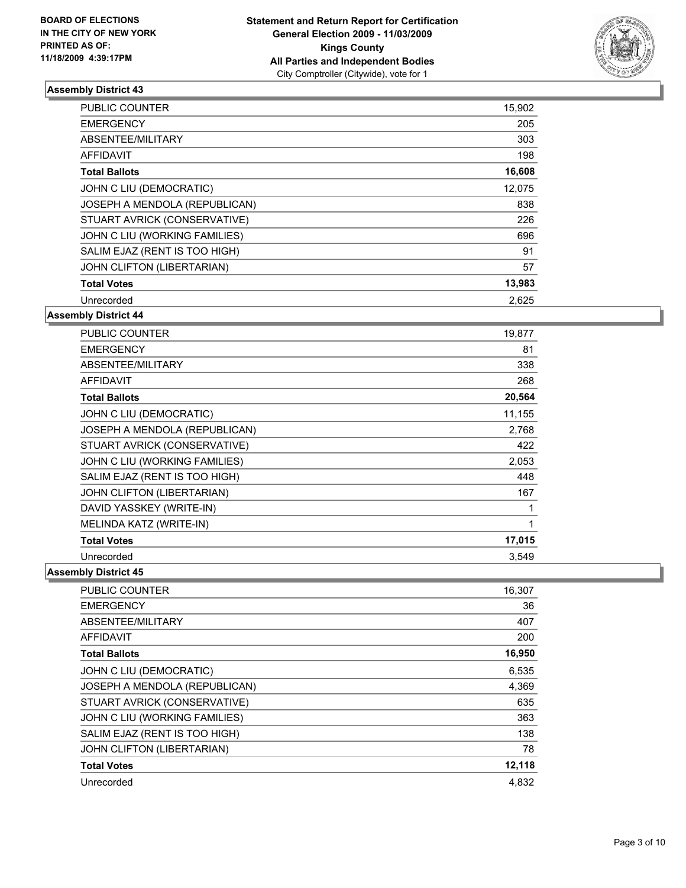**BOARD OF ELECTIONS IN THE CITY OF NEW YORK PRINTED AS OF: 11/18/2009 4:39:17PM**

**Statement and Return Report for Certification**
**General Election 2009 - 11/03/2009**
**Kings County**
**All Parties and Independent Bodies**
City Comptroller (Citywide), vote for 1

### Assembly District 43

| | |
|---|---|
| PUBLIC COUNTER | 15,902 |
| EMERGENCY | 205 |
| ABSENTEE/MILITARY | 303 |
| AFFIDAVIT | 198 |
| **Total Ballots** | **16,608** |
| JOHN C LIU (DEMOCRATIC) | 12,075 |
| JOSEPH A MENDOLA (REPUBLICAN) | 838 |
| STUART AVRICK (CONSERVATIVE) | 226 |
| JOHN C LIU (WORKING FAMILIES) | 696 |
| SALIM EJAZ (RENT IS TOO HIGH) | 91 |
| JOHN CLIFTON (LIBERTARIAN) | 57 |
| **Total Votes** | **13,983** |
| Unrecorded | 2,625 |

### Assembly District 44

| | |
|---|---|
| PUBLIC COUNTER | 19,877 |
| EMERGENCY | 81 |
| ABSENTEE/MILITARY | 338 |
| AFFIDAVIT | 268 |
| **Total Ballots** | **20,564** |
| JOHN C LIU (DEMOCRATIC) | 11,155 |
| JOSEPH A MENDOLA (REPUBLICAN) | 2,768 |
| STUART AVRICK (CONSERVATIVE) | 422 |
| JOHN C LIU (WORKING FAMILIES) | 2,053 |
| SALIM EJAZ (RENT IS TOO HIGH) | 448 |
| JOHN CLIFTON (LIBERTARIAN) | 167 |
| DAVID YASSKEY (WRITE-IN) | 1 |
| MELINDA KATZ (WRITE-IN) | 1 |
| **Total Votes** | **17,015** |
| Unrecorded | 3,549 |

### Assembly District 45

| | |
|---|---|
| PUBLIC COUNTER | 16,307 |
| EMERGENCY | 36 |
| ABSENTEE/MILITARY | 407 |
| AFFIDAVIT | 200 |
| **Total Ballots** | **16,950** |
| JOHN C LIU (DEMOCRATIC) | 6,535 |
| JOSEPH A MENDOLA (REPUBLICAN) | 4,369 |
| STUART AVRICK (CONSERVATIVE) | 635 |
| JOHN C LIU (WORKING FAMILIES) | 363 |
| SALIM EJAZ (RENT IS TOO HIGH) | 138 |
| JOHN CLIFTON (LIBERTARIAN) | 78 |
| **Total Votes** | **12,118** |
| Unrecorded | 4,832 |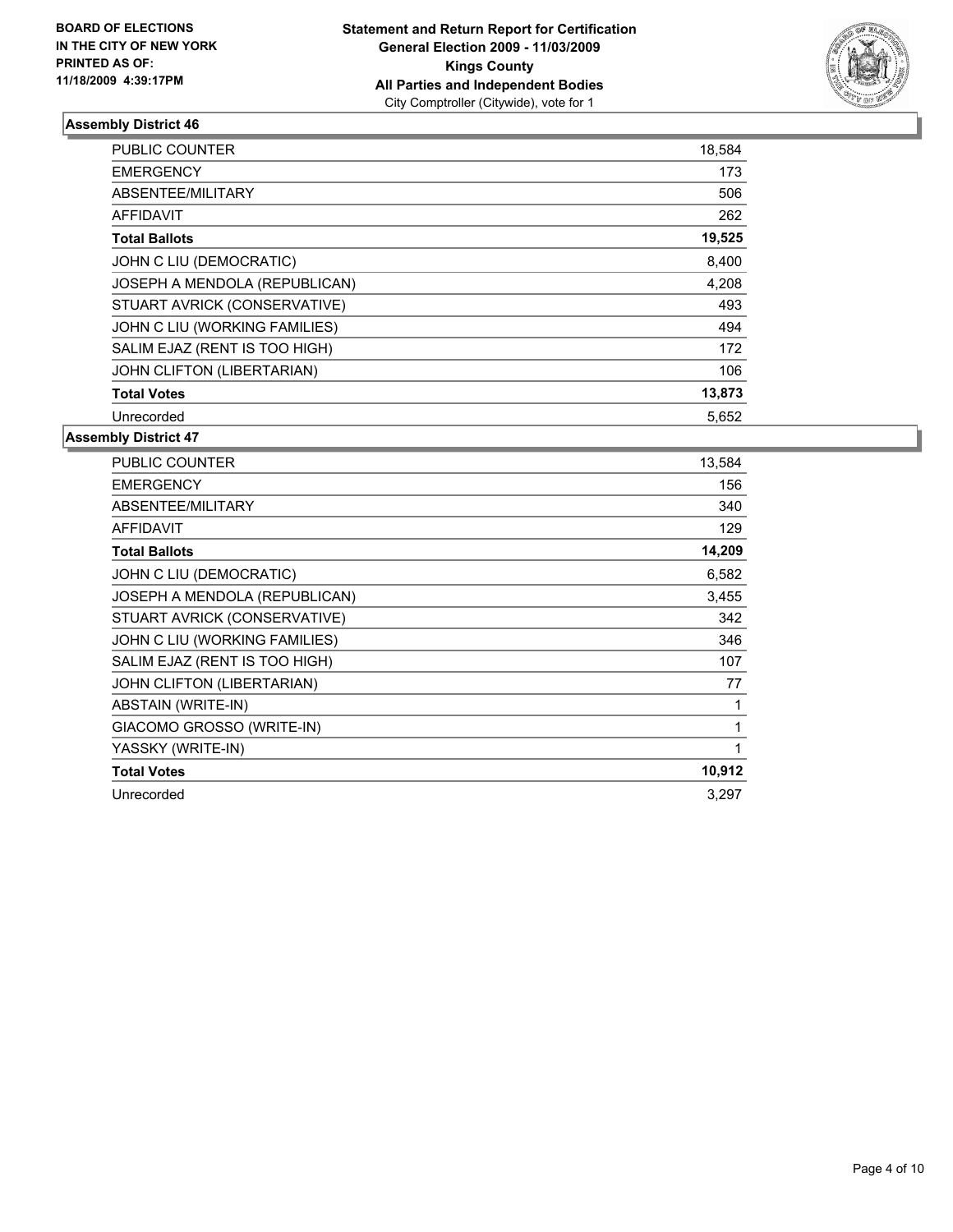**BOARD OF ELECTIONS IN THE CITY OF NEW YORK PRINTED AS OF: 11/18/2009 4:39:17PM**

**Statement and Return Report for Certification General Election 2009 - 11/03/2009 Kings County All Parties and Independent Bodies**
City Comptroller (Citywide), vote for 1

### Assembly District 46

| | |
|---|---|
| PUBLIC COUNTER | 18,584 |
| EMERGENCY | 173 |
| ABSENTEE/MILITARY | 506 |
| AFFIDAVIT | 262 |
| **Total Ballots** | **19,525** |
| JOHN C LIU (DEMOCRATIC) | 8,400 |
| JOSEPH A MENDOLA (REPUBLICAN) | 4,208 |
| STUART AVRICK (CONSERVATIVE) | 493 |
| JOHN C LIU (WORKING FAMILIES) | 494 |
| SALIM EJAZ (RENT IS TOO HIGH) | 172 |
| JOHN CLIFTON (LIBERTARIAN) | 106 |
| **Total Votes** | **13,873** |
| Unrecorded | 5,652 |

### Assembly District 47

| | |
|---|---|
| PUBLIC COUNTER | 13,584 |
| EMERGENCY | 156 |
| ABSENTEE/MILITARY | 340 |
| AFFIDAVIT | 129 |
| **Total Ballots** | **14,209** |
| JOHN C LIU (DEMOCRATIC) | 6,582 |
| JOSEPH A MENDOLA (REPUBLICAN) | 3,455 |
| STUART AVRICK (CONSERVATIVE) | 342 |
| JOHN C LIU (WORKING FAMILIES) | 346 |
| SALIM EJAZ (RENT IS TOO HIGH) | 107 |
| JOHN CLIFTON (LIBERTARIAN) | 77 |
| ABSTAIN (WRITE-IN) | 1 |
| GIACOMO GROSSO (WRITE-IN) | 1 |
| YASSKY (WRITE-IN) | 1 |
| **Total Votes** | **10,912** |
| Unrecorded | 3,297 |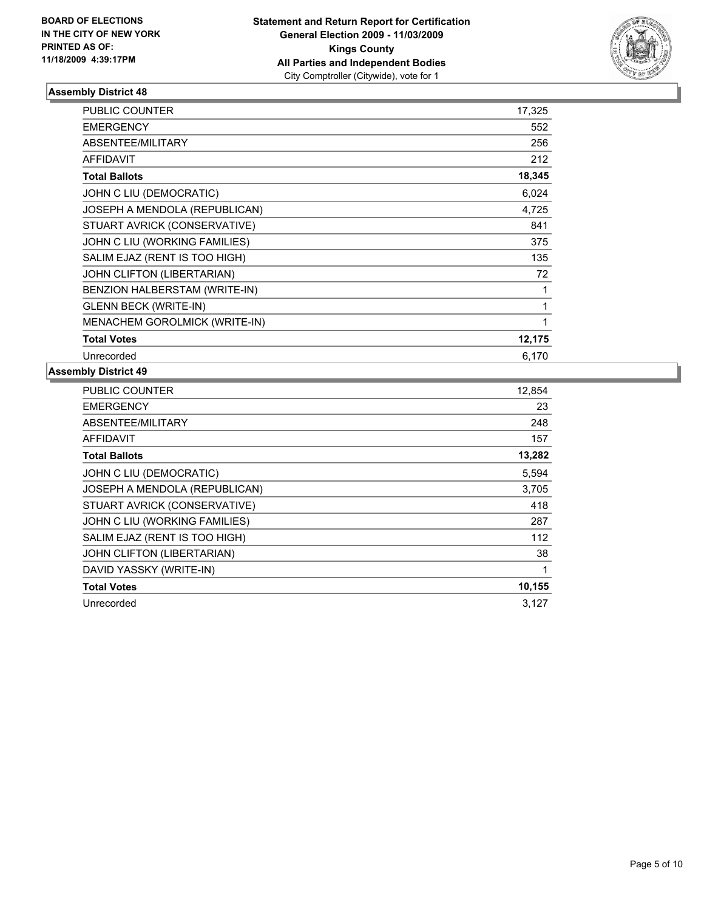BOARD OF ELECTIONS
IN THE CITY OF NEW YORK
PRINTED AS OF:
11/18/2009 4:39:17PM

**Statement and Return Report for Certification**
**General Election 2009 - 11/03/2009**
**Kings County**
**All Parties and Independent Bodies**
City Comptroller (Citywide), vote for 1

### Assembly District 48

| | |
|---|---|
| PUBLIC COUNTER | 17,325 |
| EMERGENCY | 552 |
| ABSENTEE/MILITARY | 256 |
| AFFIDAVIT | 212 |
| **Total Ballots** | **18,345** |
| JOHN C LIU (DEMOCRATIC) | 6,024 |
| JOSEPH A MENDOLA (REPUBLICAN) | 4,725 |
| STUART AVRICK (CONSERVATIVE) | 841 |
| JOHN C LIU (WORKING FAMILIES) | 375 |
| SALIM EJAZ (RENT IS TOO HIGH) | 135 |
| JOHN CLIFTON (LIBERTARIAN) | 72 |
| BENZION HALBERSTAM (WRITE-IN) | 1 |
| GLENN BECK (WRITE-IN) | 1 |
| MENACHEM GOROLMICK (WRITE-IN) | 1 |
| **Total Votes** | **12,175** |
| Unrecorded | 6,170 |

### Assembly District 49

| | |
|---|---|
| PUBLIC COUNTER | 12,854 |
| EMERGENCY | 23 |
| ABSENTEE/MILITARY | 248 |
| AFFIDAVIT | 157 |
| **Total Ballots** | **13,282** |
| JOHN C LIU (DEMOCRATIC) | 5,594 |
| JOSEPH A MENDOLA (REPUBLICAN) | 3,705 |
| STUART AVRICK (CONSERVATIVE) | 418 |
| JOHN C LIU (WORKING FAMILIES) | 287 |
| SALIM EJAZ (RENT IS TOO HIGH) | 112 |
| JOHN CLIFTON (LIBERTARIAN) | 38 |
| DAVID YASSKY (WRITE-IN) | 1 |
| **Total Votes** | **10,155** |
| Unrecorded | 3,127 |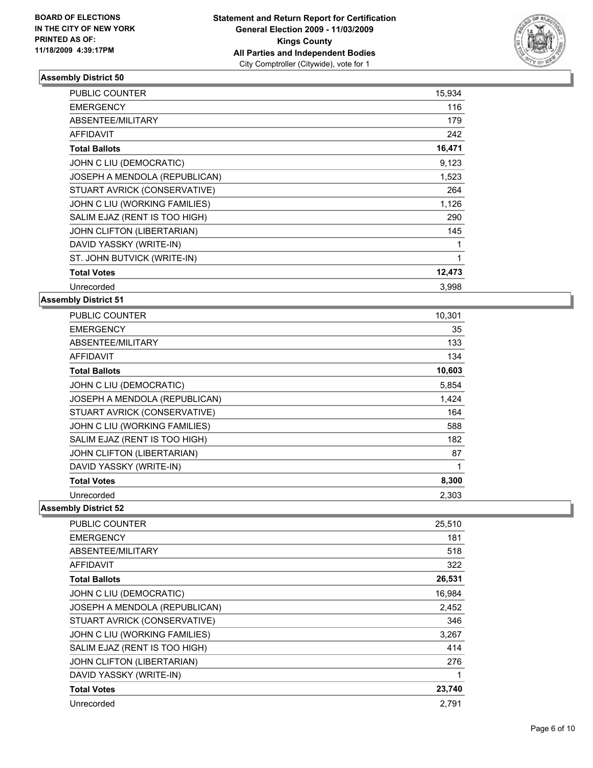**BOARD OF ELECTIONS IN THE CITY OF NEW YORK PRINTED AS OF: 11/18/2009 4:39:17PM**

**Statement and Return Report for Certification General Election 2009 - 11/03/2009 Kings County All Parties and Independent Bodies**
City Comptroller (Citywide), vote for 1

### Assembly District 50

| | |
|---|---|
| PUBLIC COUNTER | 15,934 |
| EMERGENCY | 116 |
| ABSENTEE/MILITARY | 179 |
| AFFIDAVIT | 242 |
| **Total Ballots** | **16,471** |
| JOHN C LIU (DEMOCRATIC) | 9,123 |
| JOSEPH A MENDOLA (REPUBLICAN) | 1,523 |
| STUART AVRICK (CONSERVATIVE) | 264 |
| JOHN C LIU (WORKING FAMILIES) | 1,126 |
| SALIM EJAZ (RENT IS TOO HIGH) | 290 |
| JOHN CLIFTON (LIBERTARIAN) | 145 |
| DAVID YASSKY (WRITE-IN) | 1 |
| ST. JOHN BUTVICK (WRITE-IN) | 1 |
| **Total Votes** | **12,473** |
| Unrecorded | 3,998 |

### Assembly District 51

| | |
|---|---|
| PUBLIC COUNTER | 10,301 |
| EMERGENCY | 35 |
| ABSENTEE/MILITARY | 133 |
| AFFIDAVIT | 134 |
| **Total Ballots** | **10,603** |
| JOHN C LIU (DEMOCRATIC) | 5,854 |
| JOSEPH A MENDOLA (REPUBLICAN) | 1,424 |
| STUART AVRICK (CONSERVATIVE) | 164 |
| JOHN C LIU (WORKING FAMILIES) | 588 |
| SALIM EJAZ (RENT IS TOO HIGH) | 182 |
| JOHN CLIFTON (LIBERTARIAN) | 87 |
| DAVID YASSKY (WRITE-IN) | 1 |
| **Total Votes** | **8,300** |
| Unrecorded | 2,303 |

### Assembly District 52

| | |
|---|---|
| PUBLIC COUNTER | 25,510 |
| EMERGENCY | 181 |
| ABSENTEE/MILITARY | 518 |
| AFFIDAVIT | 322 |
| **Total Ballots** | **26,531** |
| JOHN C LIU (DEMOCRATIC) | 16,984 |
| JOSEPH A MENDOLA (REPUBLICAN) | 2,452 |
| STUART AVRICK (CONSERVATIVE) | 346 |
| JOHN C LIU (WORKING FAMILIES) | 3,267 |
| SALIM EJAZ (RENT IS TOO HIGH) | 414 |
| JOHN CLIFTON (LIBERTARIAN) | 276 |
| DAVID YASSKY (WRITE-IN) | 1 |
| **Total Votes** | **23,740** |
| Unrecorded | 2,791 |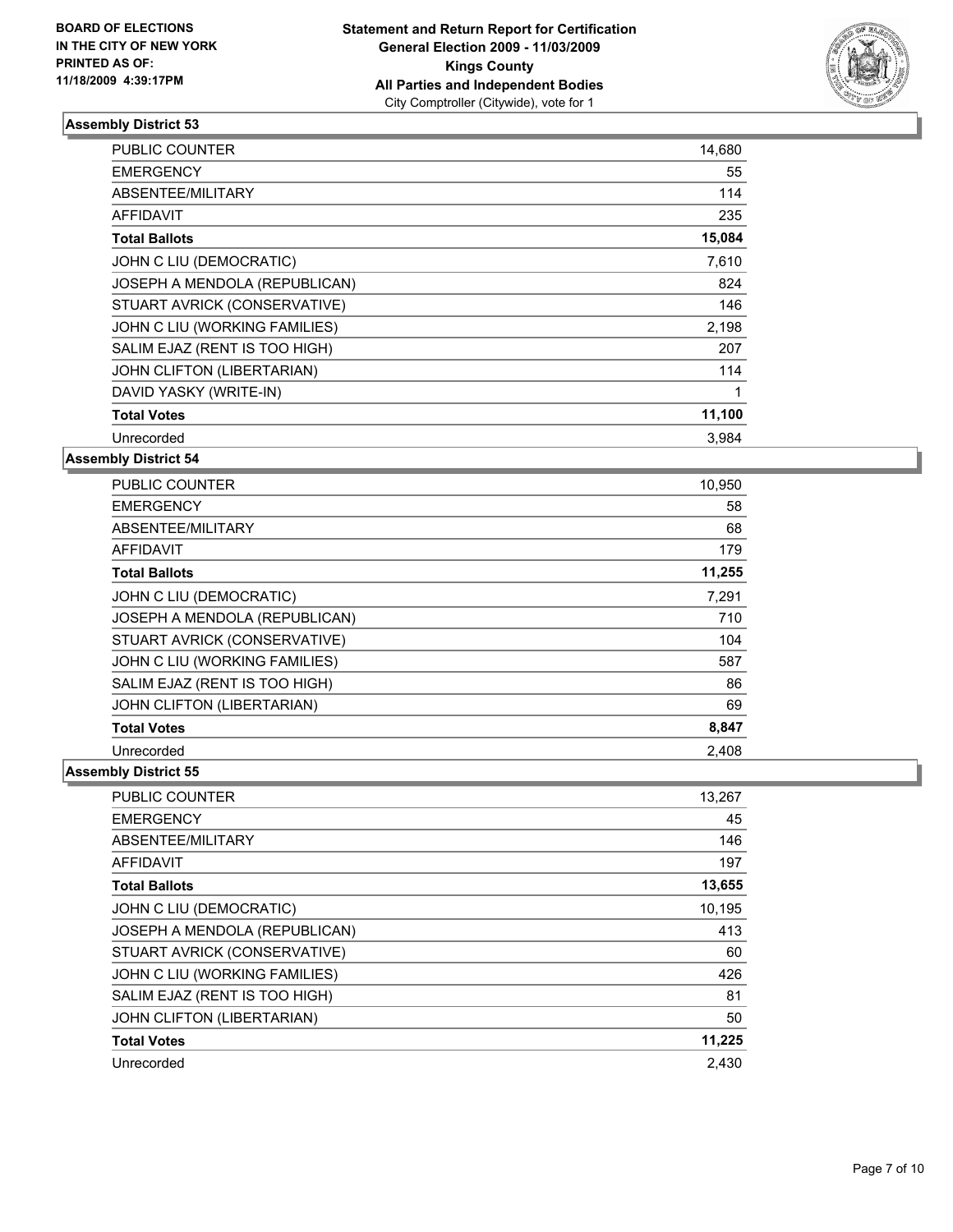BOARD OF ELECTIONS
IN THE CITY OF NEW YORK
PRINTED AS OF:
11/18/2009 4:39:17PM

**Statement and Return Report for Certification**
**General Election 2009 - 11/03/2009**
**Kings County**
**All Parties and Independent Bodies**
City Comptroller (Citywide), vote for 1

### Assembly District 53

| | |
|---|---|
| PUBLIC COUNTER | 14,680 |
| EMERGENCY | 55 |
| ABSENTEE/MILITARY | 114 |
| AFFIDAVIT | 235 |
| **Total Ballots** | **15,084** |
| JOHN C LIU (DEMOCRATIC) | 7,610 |
| JOSEPH A MENDOLA (REPUBLICAN) | 824 |
| STUART AVRICK (CONSERVATIVE) | 146 |
| JOHN C LIU (WORKING FAMILIES) | 2,198 |
| SALIM EJAZ (RENT IS TOO HIGH) | 207 |
| JOHN CLIFTON (LIBERTARIAN) | 114 |
| DAVID YASKY (WRITE-IN) | 1 |
| **Total Votes** | **11,100** |
| Unrecorded | 3,984 |

### Assembly District 54

| | |
|---|---|
| PUBLIC COUNTER | 10,950 |
| EMERGENCY | 58 |
| ABSENTEE/MILITARY | 68 |
| AFFIDAVIT | 179 |
| **Total Ballots** | **11,255** |
| JOHN C LIU (DEMOCRATIC) | 7,291 |
| JOSEPH A MENDOLA (REPUBLICAN) | 710 |
| STUART AVRICK (CONSERVATIVE) | 104 |
| JOHN C LIU (WORKING FAMILIES) | 587 |
| SALIM EJAZ (RENT IS TOO HIGH) | 86 |
| JOHN CLIFTON (LIBERTARIAN) | 69 |
| **Total Votes** | **8,847** |
| Unrecorded | 2,408 |

### Assembly District 55

| | |
|---|---|
| PUBLIC COUNTER | 13,267 |
| EMERGENCY | 45 |
| ABSENTEE/MILITARY | 146 |
| AFFIDAVIT | 197 |
| **Total Ballots** | **13,655** |
| JOHN C LIU (DEMOCRATIC) | 10,195 |
| JOSEPH A MENDOLA (REPUBLICAN) | 413 |
| STUART AVRICK (CONSERVATIVE) | 60 |
| JOHN C LIU (WORKING FAMILIES) | 426 |
| SALIM EJAZ (RENT IS TOO HIGH) | 81 |
| JOHN CLIFTON (LIBERTARIAN) | 50 |
| **Total Votes** | **11,225** |
| Unrecorded | 2,430 |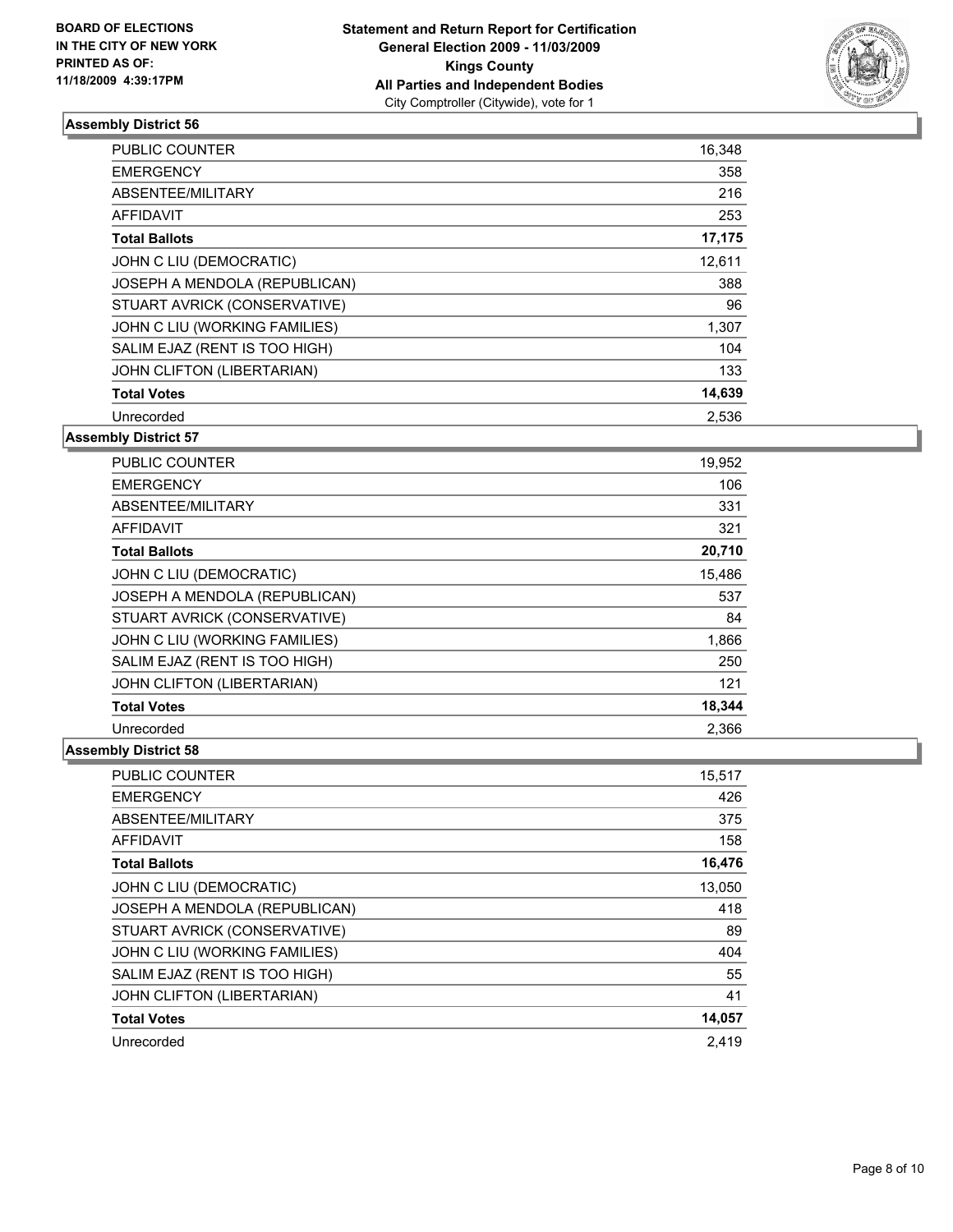BOARD OF ELECTIONS
IN THE CITY OF NEW YORK
PRINTED AS OF:
11/18/2009 4:39:17PM

**Statement and Return Report for Certification**
**General Election 2009 - 11/03/2009**
**Kings County**
**All Parties and Independent Bodies**
City Comptroller (Citywide), vote for 1

### Assembly District 56

| | |
|---|---|
| PUBLIC COUNTER | 16,348 |
| EMERGENCY | 358 |
| ABSENTEE/MILITARY | 216 |
| AFFIDAVIT | 253 |
| **Total Ballots** | **17,175** |
| JOHN C LIU (DEMOCRATIC) | 12,611 |
| JOSEPH A MENDOLA (REPUBLICAN) | 388 |
| STUART AVRICK (CONSERVATIVE) | 96 |
| JOHN C LIU (WORKING FAMILIES) | 1,307 |
| SALIM EJAZ (RENT IS TOO HIGH) | 104 |
| JOHN CLIFTON (LIBERTARIAN) | 133 |
| **Total Votes** | **14,639** |
| Unrecorded | 2,536 |

### Assembly District 57

| | |
|---|---|
| PUBLIC COUNTER | 19,952 |
| EMERGENCY | 106 |
| ABSENTEE/MILITARY | 331 |
| AFFIDAVIT | 321 |
| **Total Ballots** | **20,710** |
| JOHN C LIU (DEMOCRATIC) | 15,486 |
| JOSEPH A MENDOLA (REPUBLICAN) | 537 |
| STUART AVRICK (CONSERVATIVE) | 84 |
| JOHN C LIU (WORKING FAMILIES) | 1,866 |
| SALIM EJAZ (RENT IS TOO HIGH) | 250 |
| JOHN CLIFTON (LIBERTARIAN) | 121 |
| **Total Votes** | **18,344** |
| Unrecorded | 2,366 |

### Assembly District 58

| | |
|---|---|
| PUBLIC COUNTER | 15,517 |
| EMERGENCY | 426 |
| ABSENTEE/MILITARY | 375 |
| AFFIDAVIT | 158 |
| **Total Ballots** | **16,476** |
| JOHN C LIU (DEMOCRATIC) | 13,050 |
| JOSEPH A MENDOLA (REPUBLICAN) | 418 |
| STUART AVRICK (CONSERVATIVE) | 89 |
| JOHN C LIU (WORKING FAMILIES) | 404 |
| SALIM EJAZ (RENT IS TOO HIGH) | 55 |
| JOHN CLIFTON (LIBERTARIAN) | 41 |
| **Total Votes** | **14,057** |
| Unrecorded | 2,419 |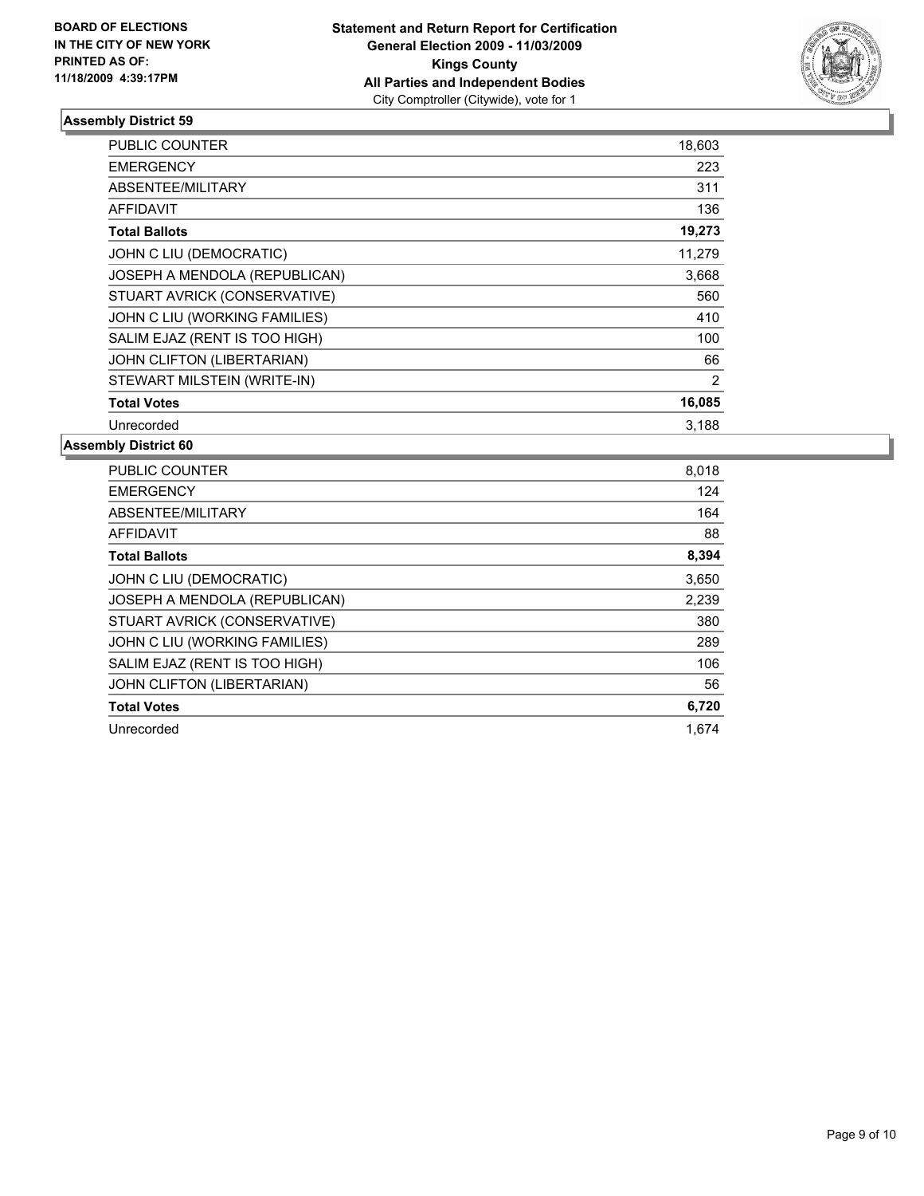**BOARD OF ELECTIONS IN THE CITY OF NEW YORK PRINTED AS OF: 11/18/2009 4:39:17PM**

**Statement and Return Report for Certification General Election 2009 - 11/03/2009 Kings County All Parties and Independent Bodies**
City Comptroller (Citywide), vote for 1

## Assembly District 59

| | |
|---|---|
| PUBLIC COUNTER | 18,603 |
| EMERGENCY | 223 |
| ABSENTEE/MILITARY | 311 |
| AFFIDAVIT | 136 |
| **Total Ballots** | **19,273** |
| JOHN C LIU (DEMOCRATIC) | 11,279 |
| JOSEPH A MENDOLA (REPUBLICAN) | 3,668 |
| STUART AVRICK (CONSERVATIVE) | 560 |
| JOHN C LIU (WORKING FAMILIES) | 410 |
| SALIM EJAZ (RENT IS TOO HIGH) | 100 |
| JOHN CLIFTON (LIBERTARIAN) | 66 |
| STEWART MILSTEIN (WRITE-IN) | 2 |
| **Total Votes** | **16,085** |
| Unrecorded | 3,188 |

## Assembly District 60

| | |
|---|---|
| PUBLIC COUNTER | 8,018 |
| EMERGENCY | 124 |
| ABSENTEE/MILITARY | 164 |
| AFFIDAVIT | 88 |
| **Total Ballots** | **8,394** |
| JOHN C LIU (DEMOCRATIC) | 3,650 |
| JOSEPH A MENDOLA (REPUBLICAN) | 2,239 |
| STUART AVRICK (CONSERVATIVE) | 380 |
| JOHN C LIU (WORKING FAMILIES) | 289 |
| SALIM EJAZ (RENT IS TOO HIGH) | 106 |
| JOHN CLIFTON (LIBERTARIAN) | 56 |
| **Total Votes** | **6,720** |
| Unrecorded | 1,674 |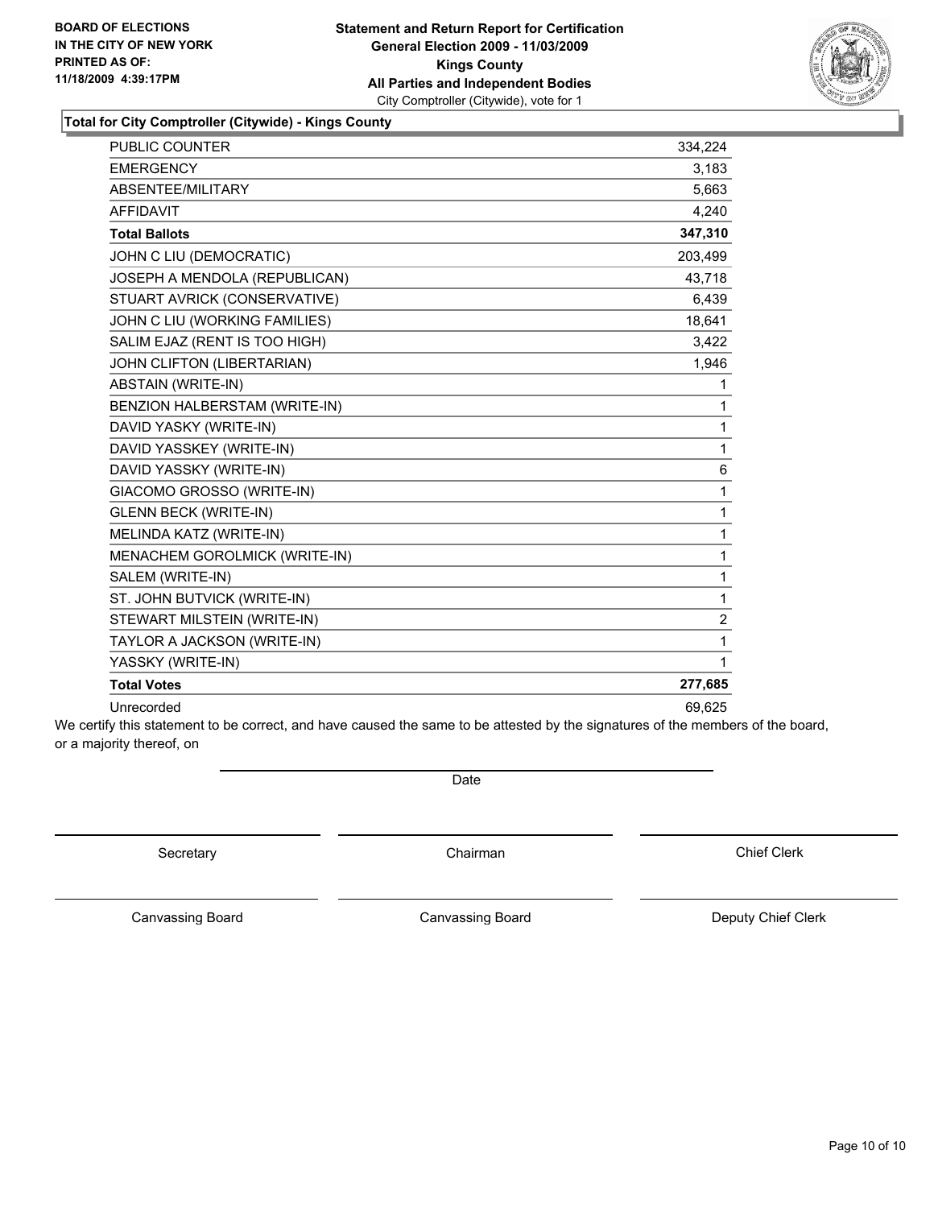**BOARD OF ELECTIONS IN THE CITY OF NEW YORK PRINTED AS OF: 11/18/2009 4:39:17PM**

**Statement and Return Report for Certification General Election 2009 - 11/03/2009 Kings County All Parties and Independent Bodies**
City Comptroller (Citywide), vote for 1

### Total for City Comptroller (Citywide) - Kings County

| | |
|---|---|
| PUBLIC COUNTER | 334,224 |
| EMERGENCY | 3,183 |
| ABSENTEE/MILITARY | 5,663 |
| AFFIDAVIT | 4,240 |
| **Total Ballots** | **347,310** |
| JOHN C LIU (DEMOCRATIC) | 203,499 |
| JOSEPH A MENDOLA (REPUBLICAN) | 43,718 |
| STUART AVRICK (CONSERVATIVE) | 6,439 |
| JOHN C LIU (WORKING FAMILIES) | 18,641 |
| SALIM EJAZ (RENT IS TOO HIGH) | 3,422 |
| JOHN CLIFTON (LIBERTARIAN) | 1,946 |
| ABSTAIN (WRITE-IN) | 1 |
| BENZION HALBERSTAM (WRITE-IN) | 1 |
| DAVID YASKY (WRITE-IN) | 1 |
| DAVID YASSKEY (WRITE-IN) | 1 |
| DAVID YASSKY (WRITE-IN) | 6 |
| GIACOMO GROSSO (WRITE-IN) | 1 |
| GLENN BECK (WRITE-IN) | 1 |
| MELINDA KATZ (WRITE-IN) | 1 |
| MENACHEM GOROLMICK (WRITE-IN) | 1 |
| SALEM (WRITE-IN) | 1 |
| ST. JOHN BUTVICK (WRITE-IN) | 1 |
| STEWART MILSTEIN (WRITE-IN) | 2 |
| TAYLOR A JACKSON (WRITE-IN) | 1 |
| YASSKY (WRITE-IN) | 1 |
| **Total Votes** | **277,685** |
| Unrecorded | 69,625 |

We certify this statement to be correct, and have caused the same to be attested by the signatures of the members of the board, or a majority thereof, on

Date

Secretary | Chairman | Chief Clerk

Canvassing Board | Canvassing Board | Deputy Chief Clerk